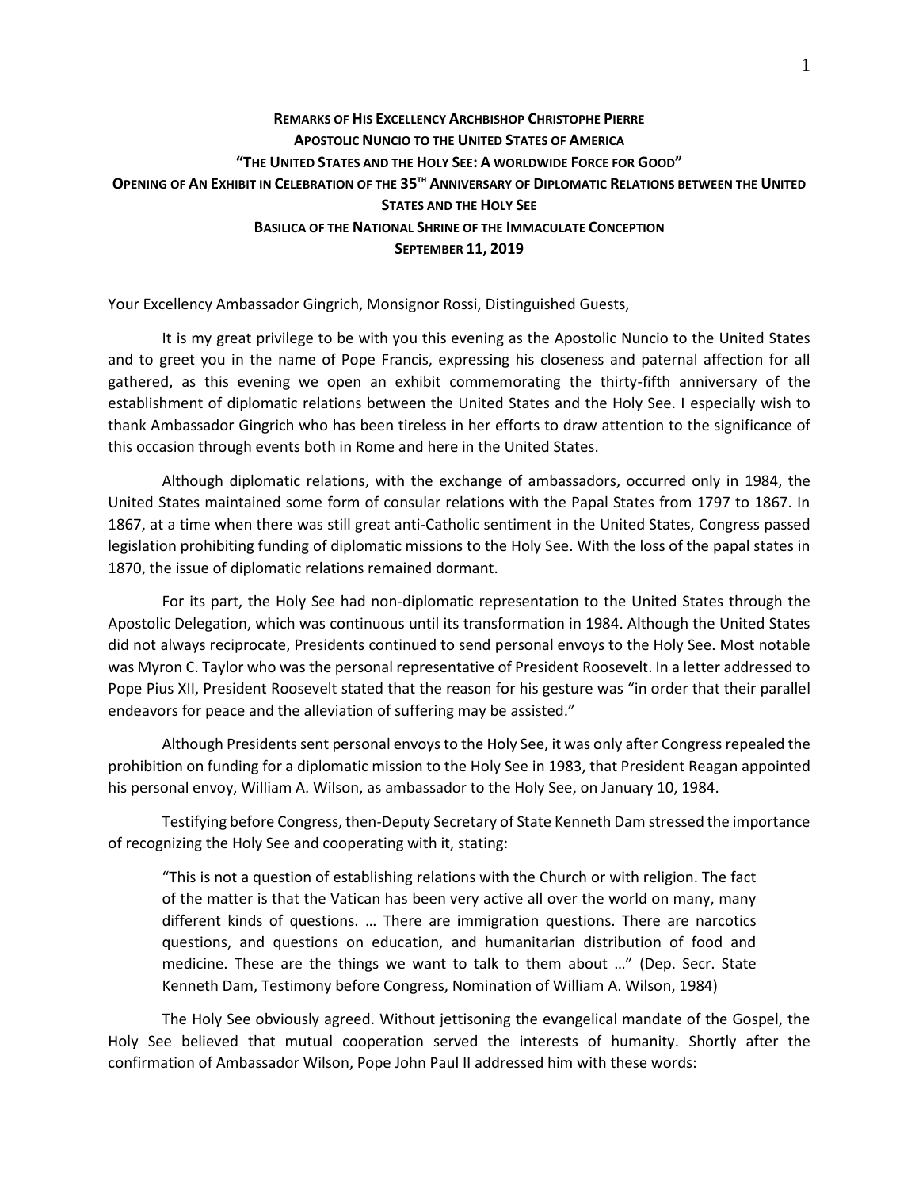**REMARKS OF HIS EXCELLENCY ARCHBISHOP CHRISTOPHE PIERRE**
**APOSTOLIC NUNCIO TO THE UNITED STATES OF AMERICA**
**"THE UNITED STATES AND THE HOLY SEE: A WORLDWIDE FORCE FOR GOOD"**
**OPENING OF AN EXHIBIT IN CELEBRATION OF THE 35TH ANNIVERSARY OF DIPLOMATIC RELATIONS BETWEEN THE UNITED STATES AND THE HOLY SEE**
**BASILICA OF THE NATIONAL SHRINE OF THE IMMACULATE CONCEPTION**
**SEPTEMBER 11, 2019**

Your Excellency Ambassador Gingrich, Monsignor Rossi, Distinguished Guests,

It is my great privilege to be with you this evening as the Apostolic Nuncio to the United States and to greet you in the name of Pope Francis, expressing his closeness and paternal affection for all gathered, as this evening we open an exhibit commemorating the thirty-fifth anniversary of the establishment of diplomatic relations between the United States and the Holy See. I especially wish to thank Ambassador Gingrich who has been tireless in her efforts to draw attention to the significance of this occasion through events both in Rome and here in the United States.

Although diplomatic relations, with the exchange of ambassadors, occurred only in 1984, the United States maintained some form of consular relations with the Papal States from 1797 to 1867. In 1867, at a time when there was still great anti-Catholic sentiment in the United States, Congress passed legislation prohibiting funding of diplomatic missions to the Holy See. With the loss of the papal states in 1870, the issue of diplomatic relations remained dormant.

For its part, the Holy See had non-diplomatic representation to the United States through the Apostolic Delegation, which was continuous until its transformation in 1984. Although the United States did not always reciprocate, Presidents continued to send personal envoys to the Holy See. Most notable was Myron C. Taylor who was the personal representative of President Roosevelt. In a letter addressed to Pope Pius XII, President Roosevelt stated that the reason for his gesture was "in order that their parallel endeavors for peace and the alleviation of suffering may be assisted."

Although Presidents sent personal envoys to the Holy See, it was only after Congress repealed the prohibition on funding for a diplomatic mission to the Holy See in 1983, that President Reagan appointed his personal envoy, William A. Wilson, as ambassador to the Holy See, on January 10, 1984.

Testifying before Congress, then-Deputy Secretary of State Kenneth Dam stressed the importance of recognizing the Holy See and cooperating with it, stating:

> "This is not a question of establishing relations with the Church or with religion. The fact of the matter is that the Vatican has been very active all over the world on many, many different kinds of questions. … There are immigration questions. There are narcotics questions, and questions on education, and humanitarian distribution of food and medicine. These are the things we want to talk to them about …" (Dep. Secr. State Kenneth Dam, Testimony before Congress, Nomination of William A. Wilson, 1984)

The Holy See obviously agreed. Without jettisoning the evangelical mandate of the Gospel, the Holy See believed that mutual cooperation served the interests of humanity. Shortly after the confirmation of Ambassador Wilson, Pope John Paul II addressed him with these words: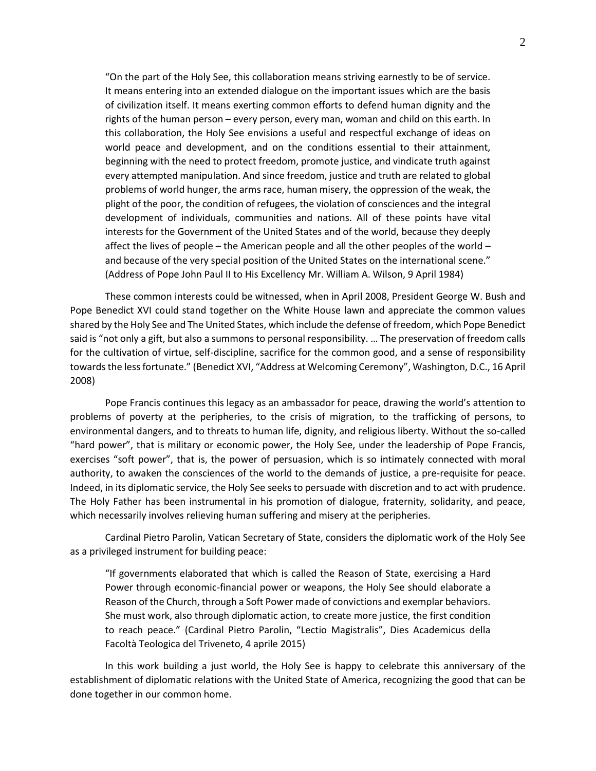> "On the part of the Holy See, this collaboration means striving earnestly to be of service. It means entering into an extended dialogue on the important issues which are the basis of civilization itself. It means exerting common efforts to defend human dignity and the rights of the human person – every person, every man, woman and child on this earth. In this collaboration, the Holy See envisions a useful and respectful exchange of ideas on world peace and development, and on the conditions essential to their attainment, beginning with the need to protect freedom, promote justice, and vindicate truth against every attempted manipulation. And since freedom, justice and truth are related to global problems of world hunger, the arms race, human misery, the oppression of the weak, the plight of the poor, the condition of refugees, the violation of consciences and the integral development of individuals, communities and nations. All of these points have vital interests for the Government of the United States and of the world, because they deeply affect the lives of people – the American people and all the other peoples of the world – and because of the very special position of the United States on the international scene." (Address of Pope John Paul II to His Excellency Mr. William A. Wilson, 9 April 1984)

These common interests could be witnessed, when in April 2008, President George W. Bush and Pope Benedict XVI could stand together on the White House lawn and appreciate the common values shared by the Holy See and The United States, which include the defense of freedom, which Pope Benedict said is "not only a gift, but also a summons to personal responsibility. … The preservation of freedom calls for the cultivation of virtue, self-discipline, sacrifice for the common good, and a sense of responsibility towards the less fortunate." (Benedict XVI, "Address at Welcoming Ceremony", Washington, D.C., 16 April 2008)

Pope Francis continues this legacy as an ambassador for peace, drawing the world's attention to problems of poverty at the peripheries, to the crisis of migration, to the trafficking of persons, to environmental dangers, and to threats to human life, dignity, and religious liberty. Without the so-called "hard power", that is military or economic power, the Holy See, under the leadership of Pope Francis, exercises "soft power", that is, the power of persuasion, which is so intimately connected with moral authority, to awaken the consciences of the world to the demands of justice, a pre-requisite for peace. Indeed, in its diplomatic service, the Holy See seeks to persuade with discretion and to act with prudence. The Holy Father has been instrumental in his promotion of dialogue, fraternity, solidarity, and peace, which necessarily involves relieving human suffering and misery at the peripheries.

Cardinal Pietro Parolin, Vatican Secretary of State, considers the diplomatic work of the Holy See as a privileged instrument for building peace:

> "If governments elaborated that which is called the Reason of State, exercising a Hard Power through economic-financial power or weapons, the Holy See should elaborate a Reason of the Church, through a Soft Power made of convictions and exemplar behaviors. She must work, also through diplomatic action, to create more justice, the first condition to reach peace." (Cardinal Pietro Parolin, "Lectio Magistralis", Dies Academicus della Facoltà Teologica del Triveneto, 4 aprile 2015)

In this work building a just world, the Holy See is happy to celebrate this anniversary of the establishment of diplomatic relations with the United State of America, recognizing the good that can be done together in our common home.